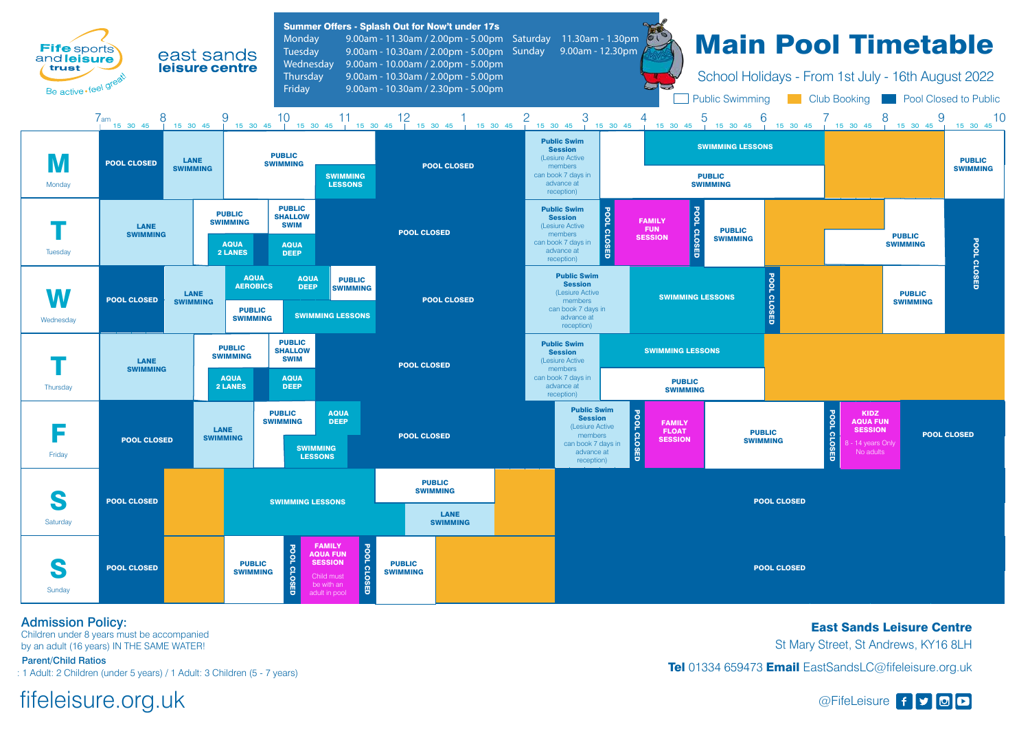Fife sports and leisure trust — Be active • feel great!

east sands leisure centre

**Summer Offers - Splash Out for Now't under 17s**

| | |
|---|---|
| Monday | 9.00am - 11.30am / 2.00pm - 5.00pm |
| Tuesday | 9.00am - 10.30am / 2.00pm - 5.00pm |
| Wednesday | 9.00am - 10.00am / 2.00pm - 5.00pm |
| Thursday | 9.00am - 10.30am / 2.00pm - 5.00pm |
| Friday | 9.00am - 10.30am / 2.30pm - 5.00pm |
| Saturday | 11.30am - 1.30pm |
| Sunday | 9.00am - 12.30pm |

# Main Pool Timetable

School Holidays - From 1st July - 16th August 2022

Key: Public Swimming (white) / Club Booking (orange) / Pool Closed to Public (dark blue)

## Monday
- 7am - 8: POOL CLOSED
- 8 - 9: LANE SWIMMING
- 9 - 11.30: PUBLIC SWIMMING
- 10.30 - 11.30: SWIMMING LESSONS
- 11.30 - 2: POOL CLOSED
- 2 - 3.15: Public Swim Session (Lesiure Active members can book 7 days in advance at reception)
- 4 - 7: SWIMMING LESSONS
- 3.15 - 7: PUBLIC SWIMMING
- 7 - 9: Club Booking
- 9 - 10: PUBLIC SWIMMING

## Tuesday
- 7am - 8.30: LANE SWIMMING
- 8.30 - 9.45: PUBLIC SWIMMING
- 9 - 9.45: AQUA 2 LANES
- 9.45 - 10.30: PUBLIC SHALLOW SWIM
- 9.45 - 10.30: AQUA DEEP
- 10.30 - 2: POOL CLOSED
- 2 - 3.15: Public Swim Session (Lesiure Active members can book 7 days in advance at reception)
- 3.15 - 3.30: POOL CLOSED
- 3.30 - 4.45: FAMILY FUN SESSION
- 4.45 - 5: POOL CLOSED
- 5 - 6: PUBLIC SWIMMING
- 6 - 8: Club Booking
- 7 - 9: PUBLIC SWIMMING
- 9 - 10: POOL CLOSED

## Wednesday
- 7am - 8: POOL CLOSED
- 8 - 9: LANE SWIMMING
- 9 - 10: AQUA AEROBICS
- 10 - 10.45: AQUA DEEP
- 10.45 - 11.30: PUBLIC SWIMMING
- 9 - 10: PUBLIC SWIMMING
- 10 - 11.30: SWIMMING LESSONS
- 11.30 - 2: POOL CLOSED
- 2 - 3.45: Public Swim Session (Lesiure Active members can book 7 days in advance at reception)
- 3.45 - 6: SWIMMING LESSONS
- 6 - 6.15: POOL CLOSED
- 6.15 - 8: Club Booking
- 8 - 9: PUBLIC SWIMMING

## Thursday
- 7am - 8.30: LANE SWIMMING
- 8.30 - 9.45: PUBLIC SWIMMING
- 9 - 9.45: AQUA 2 LANES
- 9.45 - 10.30: PUBLIC SHALLOW SWIM
- 9.45 - 10.30: AQUA DEEP
- 10.30 - 2: POOL CLOSED
- 2 - 3.15: Public Swim Session (Lesiure Active members can book 7 days in advance at reception)
- 3.15 - 6: SWIMMING LESSONS
- 3.15 - 6: PUBLIC SWIMMING
- 6 - 10: Club Booking

## Friday
- 7am - 8.30: POOL CLOSED
- 8.30 - 9.30: LANE SWIMMING
- 9.30 - 10.30: PUBLIC SWIMMING
- 10.30 - 11.15: AQUA DEEP
- 10 - 11: SWIMMING LESSONS
- 11.15 - 2.30: POOL CLOSED
- 2.30 - 3.45: Public Swim Session (Lesiure Active members can book 7 days in advance at reception)
- 3.45 - 4: POOL CLOSED
- 4 - 5: FAMILY FLOAT SESSION
- 5 - 7: PUBLIC SWIMMING
- 7 - 7.15: POOL CLOSED
- 7.15 - 8.15: KIDZ AQUA FUN SESSION (8 - 14 years Only, No adults)
- 8.15 - 10: POOL CLOSED

## Saturday
- 7am - 8: POOL CLOSED
- 8 - 9: Club Booking
- 9 - 11.30: SWIMMING LESSONS
- 11.30 - 1.30: PUBLIC SWIMMING
- 12 - 1.30: LANE SWIMMING
- 1.30 - 2.30: Club Booking
- 2.30 - 10: POOL CLOSED

## Sunday
- 7am - 8: POOL CLOSED
- 8 - 9: Club Booking
- 9 - 10: PUBLIC SWIMMING
- 10 - 10.15: POOL CLOSED
- 10.15 - 11.15: FAMILY AQUA FUN SESSION (Child must be with an adult in pool)
- 11.15 - 11.30: POOL CLOSED
- 11.30 - 12.30: PUBLIC SWIMMING
- 12.30 - 2.30: Club Booking
- 2.30 - 10: POOL CLOSED

## Admission Policy:
Children under 8 years must be accompanied by an adult (16 years) IN THE SAME WATER!

**Parent/Child Ratios**
: 1 Adult: 2 Children (under 5 years) / 1 Adult: 3 Children (5 - 7 years)

fifeleisure.org.uk

**East Sands Leisure Centre**
St Mary Street, St Andrews, KY16 8LH

**Tel** 01334 659473 **Email** EastSandsLC@fifeleisure.org.uk

@FifeLeisure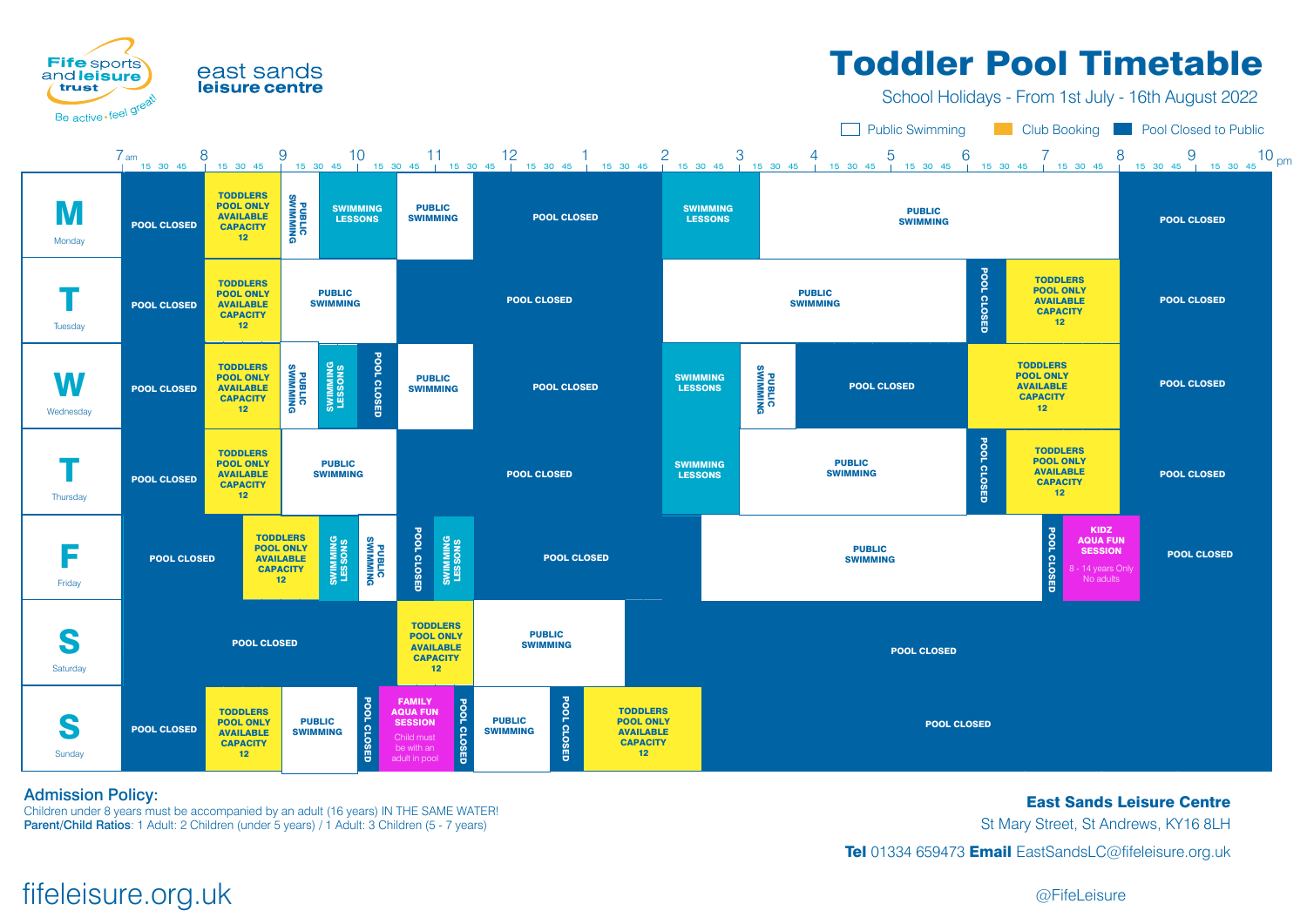Fife sports and leisure trust
Be active • feel great!

east sands
leisure centre

# Toddler Pool Timetable

School Holidays - From 1st July - 16th August 2022

Key: Public Swimming / Club Booking / Pool Closed to Public

Times below are read from the position of each block on the timetable grid.

## Monday

| Time | Session |
|---|---|
| 7am – 8am | POOL CLOSED |
| 8am – 9am | TODDLERS POOL ONLY AVAILABLE CAPACITY 12 |
| 9am – 9:30am | PUBLIC SWIMMING |
| 9:30am – 10:30am | SWIMMING LESSONS |
| 10:30am – 11:30am | PUBLIC SWIMMING |
| 11:30am – 2pm | POOL CLOSED |
| 2pm – 3:15pm | SWIMMING LESSONS |
| 3:15pm – 8pm | PUBLIC SWIMMING |
| 8pm – 10pm | POOL CLOSED |

## Tuesday

| Time | Session |
|---|---|
| 7am – 8am | POOL CLOSED |
| 8am – 9am | TODDLERS POOL ONLY AVAILABLE CAPACITY 12 |
| 9am – 10:30am | PUBLIC SWIMMING |
| 10:30am – 2pm | POOL CLOSED |
| 2pm – 6pm | PUBLIC SWIMMING |
| 6pm – 6:30pm | POOL CLOSED |
| 6:30pm – 8pm | TODDLERS POOL ONLY AVAILABLE CAPACITY 12 |
| 8pm – 10pm | POOL CLOSED |

## Wednesday

| Time | Session |
|---|---|
| 7am – 8am | POOL CLOSED |
| 8am – 9am | TODDLERS POOL ONLY AVAILABLE CAPACITY 12 |
| 9am – 9:30am | PUBLIC SWIMMING |
| 9:30am – 10am | SWIMMING LESSONS |
| 10am – 10:30am | POOL CLOSED |
| 10:30am – 11:30am | PUBLIC SWIMMING |
| 11:30am – 2pm | POOL CLOSED |
| 2pm – 3pm | SWIMMING LESSONS |
| 3pm – 3:45pm | PUBLIC SWIMMING |
| 3:45pm – 6pm | POOL CLOSED |
| 6pm – 8pm | TODDLERS POOL ONLY AVAILABLE CAPACITY 12 |
| 8pm – 10pm | POOL CLOSED |

## Thursday

| Time | Session |
|---|---|
| 7am – 8am | POOL CLOSED |
| 8am – 9am | TODDLERS POOL ONLY AVAILABLE CAPACITY 12 |
| 9am – 10:30am | PUBLIC SWIMMING |
| 10:30am – 2pm | POOL CLOSED |
| 2pm – 3pm | SWIMMING LESSONS |
| 3pm – 6pm | PUBLIC SWIMMING |
| 6pm – 6:30pm | POOL CLOSED |
| 6:30pm – 8pm | TODDLERS POOL ONLY AVAILABLE CAPACITY 12 |
| 8pm – 10pm | POOL CLOSED |

## Friday

| Time | Session |
|---|---|
| 7am – 8:30am | POOL CLOSED |
| 8:30am – 9:30am | TODDLERS POOL ONLY AVAILABLE CAPACITY 12 |
| 9:30am – 10am | SWIMMING LESSONS |
| 10am – 10:30am | PUBLIC SWIMMING |
| 10:30am – 11am | POOL CLOSED |
| 11am – 11:30am | SWIMMING LESSONS |
| 11:30am – 2:30pm | POOL CLOSED |
| 2:30pm – 7pm | PUBLIC SWIMMING |
| 7pm – 7:15pm | POOL CLOSED |
| 7:15pm – 8:15pm | KIDZ AQUA FUN SESSION 8 - 14 years Only No adults |
| 8:15pm – 10pm | POOL CLOSED |

## Saturday

| Time | Session |
|---|---|
| 7am – 10:30am | POOL CLOSED |
| 10:30am – 11:30am | TODDLERS POOL ONLY AVAILABLE CAPACITY 12 |
| 11:30am – 1:30pm | PUBLIC SWIMMING |
| 1:30pm – 10pm | POOL CLOSED |

## Sunday

| Time | Session |
|---|---|
| 7am – 8am | POOL CLOSED |
| 8am – 9am | TODDLERS POOL ONLY AVAILABLE CAPACITY 12 |
| 9am – 10am | PUBLIC SWIMMING |
| 10am – 10:15am | POOL CLOSED |
| 10:15am – 11:15am | FAMILY AQUA FUN SESSION Child must be with an adult in pool |
| 11:15am – 11:30am | POOL CLOSED |
| 11:30am – 12:30pm | PUBLIC SWIMMING |
| 12:30pm – 1pm | POOL CLOSED |
| 1pm – 2:30pm | TODDLERS POOL ONLY AVAILABLE CAPACITY 12 |
| 2:30pm – 10pm | POOL CLOSED |

## Admission Policy:

Children under 8 years must be accompanied by an adult (16 years) IN THE SAME WATER!
**Parent/Child Ratios**: 1 Adult: 2 Children (under 5 years) / 1 Adult: 3 Children (5 - 7 years)

**East Sands Leisure Centre**
St Mary Street, St Andrews, KY16 8LH
**Tel** 01334 659473 **Email** EastSandsLC@fifeleisure.org.uk

fifeleisure.org.uk

@FifeLeisure